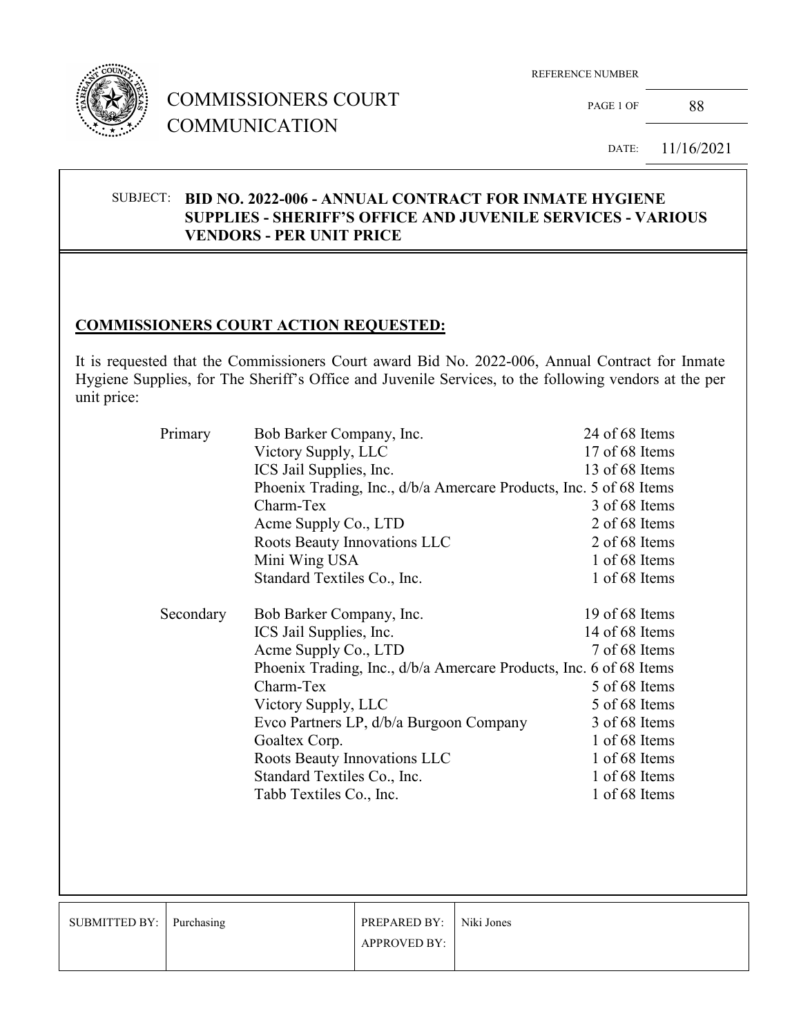# COMMISSIONERS COURT COMMUNICATION

REFERENCE NUMBER: 88

DATE: 11/16/2021

**SUBJECT: BID NO. 2022-006 - ANNUAL CONTRACT FOR INMATE HYGIENE SUPPLIES - SHERIFF'S OFFICE AND JUVENILE SERVICES - VARIOUS VENDORS - PER UNIT PRICE**

## COMMISSIONERS COURT ACTION REQUESTED:

It is requested that the Commissioners Court award Bid No. 2022-006, Annual Contract for Inmate Hygiene Supplies, for The Sheriff's Office and Juvenile Services, to the following vendors at the per unit price:

| | Vendor | Items |
|---|---|---|
| Primary | Bob Barker Company, Inc. | 24 of 68 Items |
| | Victory Supply, LLC | 17 of 68 Items |
| | ICS Jail Supplies, Inc. | 13 of 68 Items |
| | Phoenix Trading, Inc., d/b/a Amercare Products, Inc. | 5 of 68 Items |
| | Charm-Tex | 3 of 68 Items |
| | Acme Supply Co., LTD | 2 of 68 Items |
| | Roots Beauty Innovations LLC | 2 of 68 Items |
| | Mini Wing USA | 1 of 68 Items |
| | Standard Textiles Co., Inc. | 1 of 68 Items |
| Secondary | Bob Barker Company, Inc. | 19 of 68 Items |
| | ICS Jail Supplies, Inc. | 14 of 68 Items |
| | Acme Supply Co., LTD | 7 of 68 Items |
| | Phoenix Trading, Inc., d/b/a Amercare Products, Inc. | 6 of 68 Items |
| | Charm-Tex | 5 of 68 Items |
| | Victory Supply, LLC | 5 of 68 Items |
| | Evco Partners LP, d/b/a Burgoon Company | 3 of 68 Items |
| | Goaltex Corp. | 1 of 68 Items |
| | Roots Beauty Innovations LLC | 1 of 68 Items |
| | Standard Textiles Co., Inc. | 1 of 68 Items |
| | Tabb Textiles Co., Inc. | 1 of 68 Items |

| SUBMITTED BY: | Purchasing | PREPARED BY: | Niki Jones |
|---|---|---|---|
| | | APPROVED BY: | |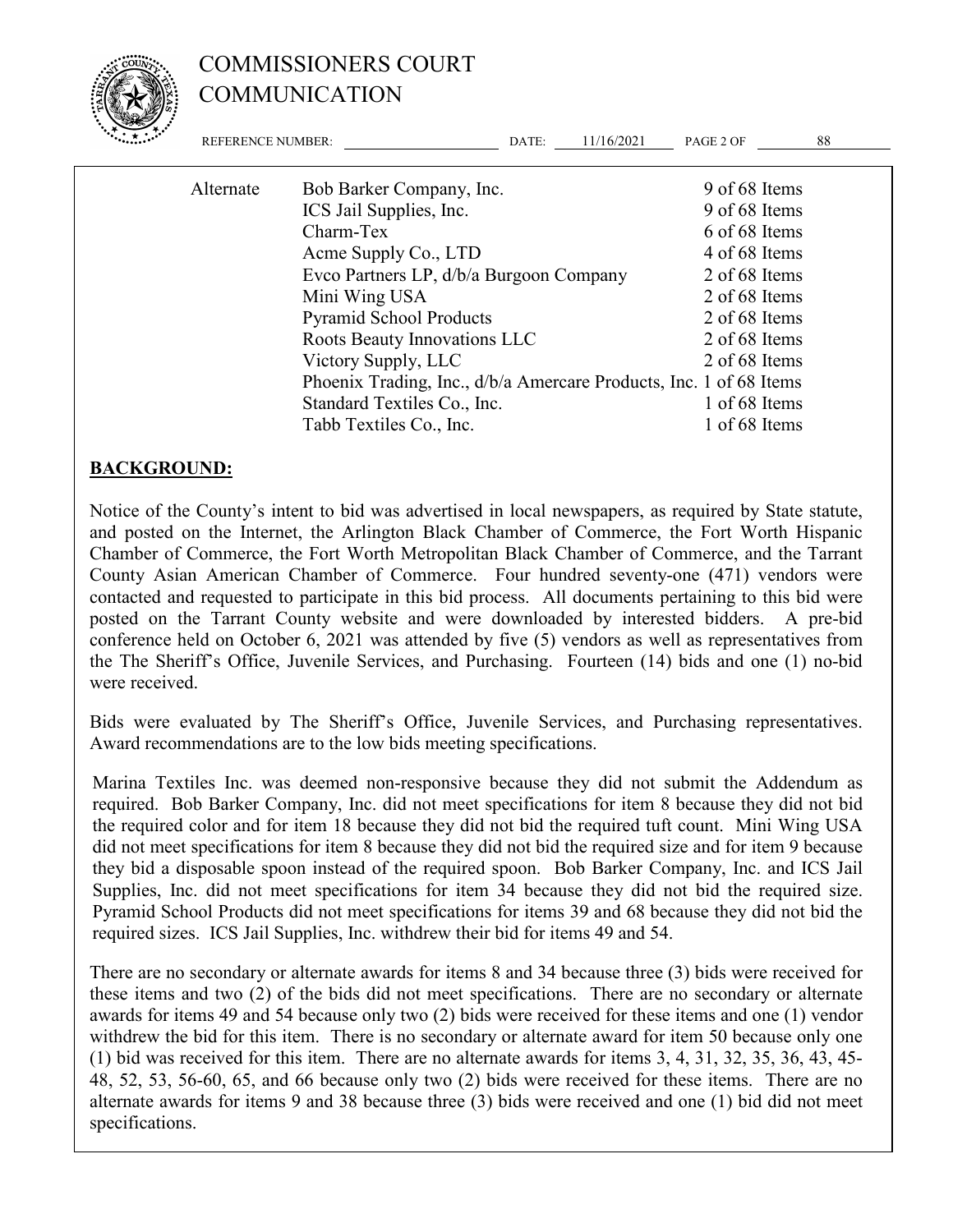| | | |
|---|---|---|
| Alternate | Bob Barker Company, Inc. | 9 of 68 Items |
| | ICS Jail Supplies, Inc. | 9 of 68 Items |
| | Charm-Tex | 6 of 68 Items |
| | Acme Supply Co., LTD | 4 of 68 Items |
| | Evco Partners LP, d/b/a Burgoon Company | 2 of 68 Items |
| | Mini Wing USA | 2 of 68 Items |
| | Pyramid School Products | 2 of 68 Items |
| | Roots Beauty Innovations LLC | 2 of 68 Items |
| | Victory Supply, LLC | 2 of 68 Items |
| | Phoenix Trading, Inc., d/b/a Amercare Products, Inc. | 1 of 68 Items |
| | Standard Textiles Co., Inc. | 1 of 68 Items |
| | Tabb Textiles Co., Inc. | 1 of 68 Items |

## BACKGROUND:

Notice of the County's intent to bid was advertised in local newspapers, as required by State statute, and posted on the Internet, the Arlington Black Chamber of Commerce, the Fort Worth Hispanic Chamber of Commerce, the Fort Worth Metropolitan Black Chamber of Commerce, and the Tarrant County Asian American Chamber of Commerce. Four hundred seventy-one (471) vendors were contacted and requested to participate in this bid process. All documents pertaining to this bid were posted on the Tarrant County website and were downloaded by interested bidders. A pre-bid conference held on October 6, 2021 was attended by five (5) vendors as well as representatives from the The Sheriff's Office, Juvenile Services, and Purchasing. Fourteen (14) bids and one (1) no-bid were received.

Bids were evaluated by The Sheriff's Office, Juvenile Services, and Purchasing representatives. Award recommendations are to the low bids meeting specifications.

Marina Textiles Inc. was deemed non-responsive because they did not submit the Addendum as required. Bob Barker Company, Inc. did not meet specifications for item 8 because they did not bid the required color and for item 18 because they did not bid the required tuft count. Mini Wing USA did not meet specifications for item 8 because they did not bid the required size and for item 9 because they bid a disposable spoon instead of the required spoon. Bob Barker Company, Inc. and ICS Jail Supplies, Inc. did not meet specifications for item 34 because they did not bid the required size. Pyramid School Products did not meet specifications for items 39 and 68 because they did not bid the required sizes. ICS Jail Supplies, Inc. withdrew their bid for items 49 and 54.

There are no secondary or alternate awards for items 8 and 34 because three (3) bids were received for these items and two (2) of the bids did not meet specifications. There are no secondary or alternate awards for items 49 and 54 because only two (2) bids were received for these items and one (1) vendor withdrew the bid for this item. There is no secondary or alternate award for item 50 because only one (1) bid was received for this item. There are no alternate awards for items 3, 4, 31, 32, 35, 36, 43, 45-48, 52, 53, 56-60, 65, and 66 because only two (2) bids were received for these items. There are no alternate awards for items 9 and 38 because three (3) bids were received and one (1) bid did not meet specifications.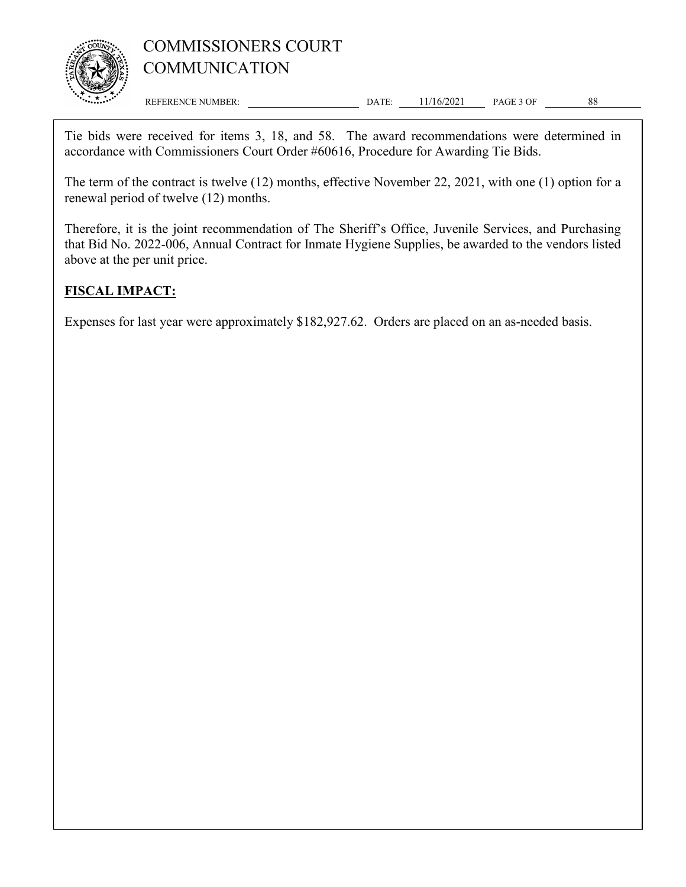Tie bids were received for items 3, 18, and 58. The award recommendations were determined in accordance with Commissioners Court Order #60616, Procedure for Awarding Tie Bids.

The term of the contract is twelve (12) months, effective November 22, 2021, with one (1) option for a renewal period of twelve (12) months.

Therefore, it is the joint recommendation of The Sheriff's Office, Juvenile Services, and Purchasing that Bid No. 2022-006, Annual Contract for Inmate Hygiene Supplies, be awarded to the vendors listed above at the per unit price.

**FISCAL IMPACT:**

Expenses for last year were approximately $182,927.62. Orders are placed on an as-needed basis.